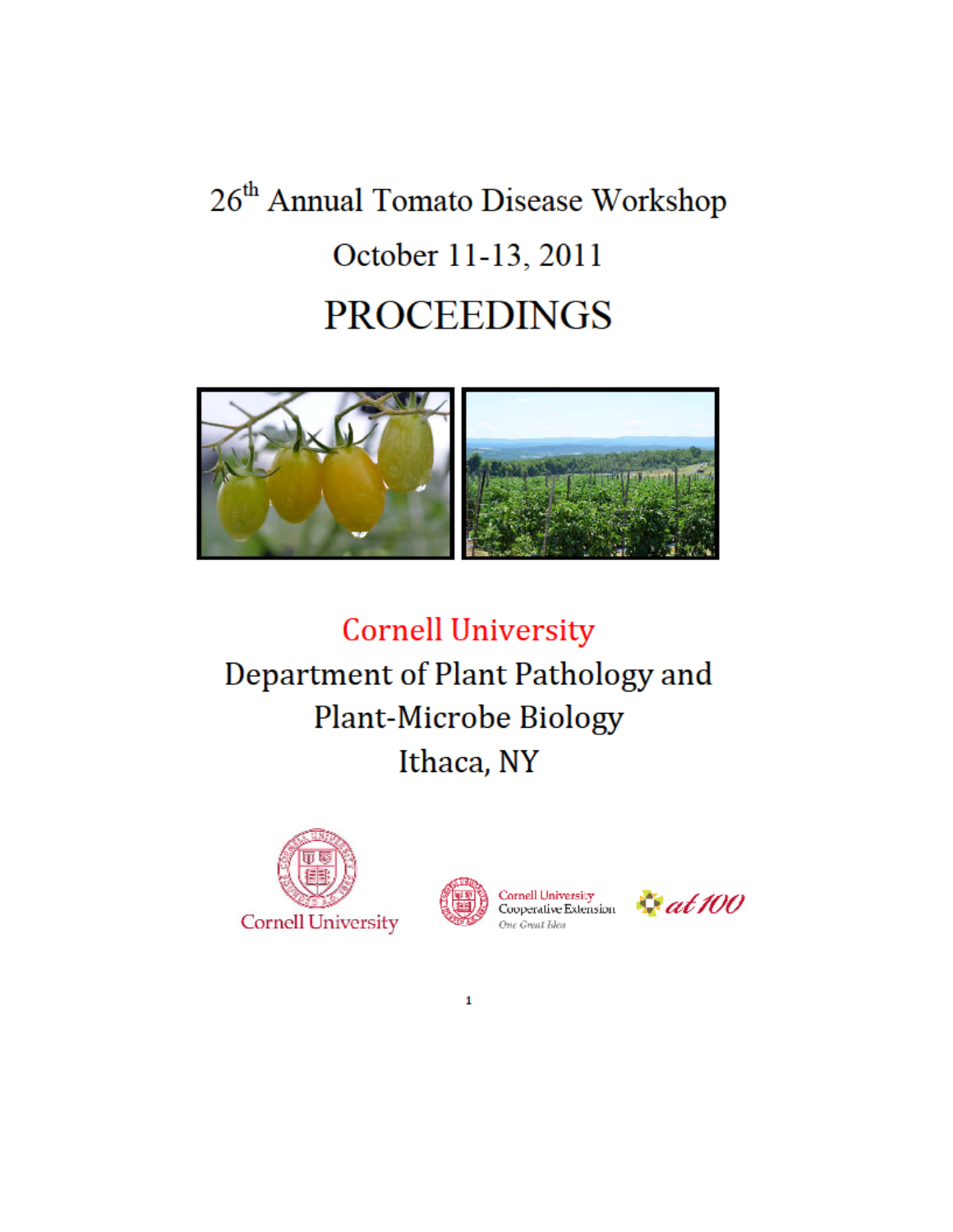# 26th Annual Tomato Disease Workshop

## October 11-13, 2011

# PROCEEDINGS

## Cornell University

## Department of Plant Pathology and Plant-Microbe Biology

## Ithaca, NY

Cornell University

Cornell University Cooperative Extension
*One Great Idea*

*at 100*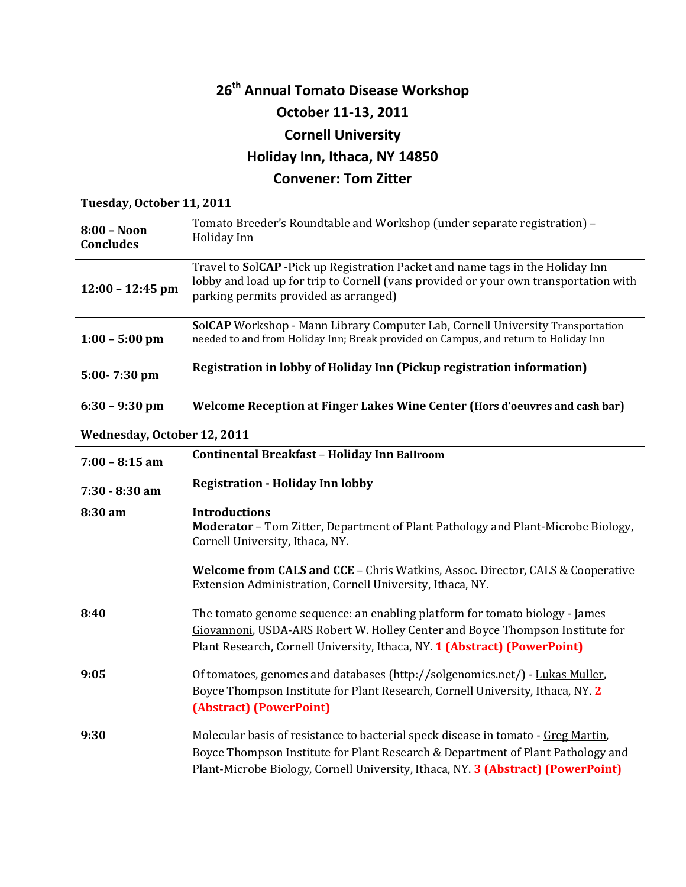# 26th Annual Tomato Disease Workshop

## October 11-13, 2011

## Cornell University

## Holiday Inn, Ithaca, NY 14850

## Convener: Tom Zitter

**Tuesday, October 11, 2011**

| | |
|---|---|
| **8:00 – Noon Concludes** | Tomato Breeder's Roundtable and Workshop (under separate registration) – Holiday Inn |
| **12:00 – 12:45 pm** | Travel to **S**ol**CAP** -Pick up Registration Packet and name tags in the Holiday Inn lobby and load up for trip to Cornell (vans provided or your own transportation with parking permits provided as arranged) |
| **1:00 – 5:00 pm** | **S**ol**CAP** Workshop - Mann Library Computer Lab, Cornell University Transportation needed to and from Holiday Inn; Break provided on Campus, and return to Holiday Inn |
| **5:00- 7:30 pm** | **Registration in lobby of Holiday Inn (Pickup registration information)** |
| **6:30 – 9:30 pm** | **Welcome Reception at Finger Lakes Wine Center (Hors d'oeuvres and cash bar)** |

**Wednesday, October 12, 2011**

| | |
|---|---|
| **7:00 – 8:15 am** | **Continental Breakfast – Holiday Inn Ballroom** |
| **7:30 - 8:30 am** | **Registration - Holiday Inn lobby** |
| **8:30 am** | **Introductions** **Moderator** – Tom Zitter, Department of Plant Pathology and Plant-Microbe Biology, Cornell University, Ithaca, NY. **Welcome from CALS and CCE** – Chris Watkins, Assoc. Director, CALS & Cooperative Extension Administration, Cornell University, Ithaca, NY. |
| **8:40** | The tomato genome sequence: an enabling platform for tomato biology - James Giovannoni, USDA-ARS Robert W. Holley Center and Boyce Thompson Institute for Plant Research, Cornell University, Ithaca, NY. **1 (Abstract) (PowerPoint)** |
| **9:05** | Of tomatoes, genomes and databases (http://solgenomics.net/) - Lukas Muller, Boyce Thompson Institute for Plant Research, Cornell University, Ithaca, NY. **2 (Abstract) (PowerPoint)** |
| **9:30** | Molecular basis of resistance to bacterial speck disease in tomato - Greg Martin, Boyce Thompson Institute for Plant Research & Department of Plant Pathology and Plant-Microbe Biology, Cornell University, Ithaca, NY. **3 (Abstract) (PowerPoint)** |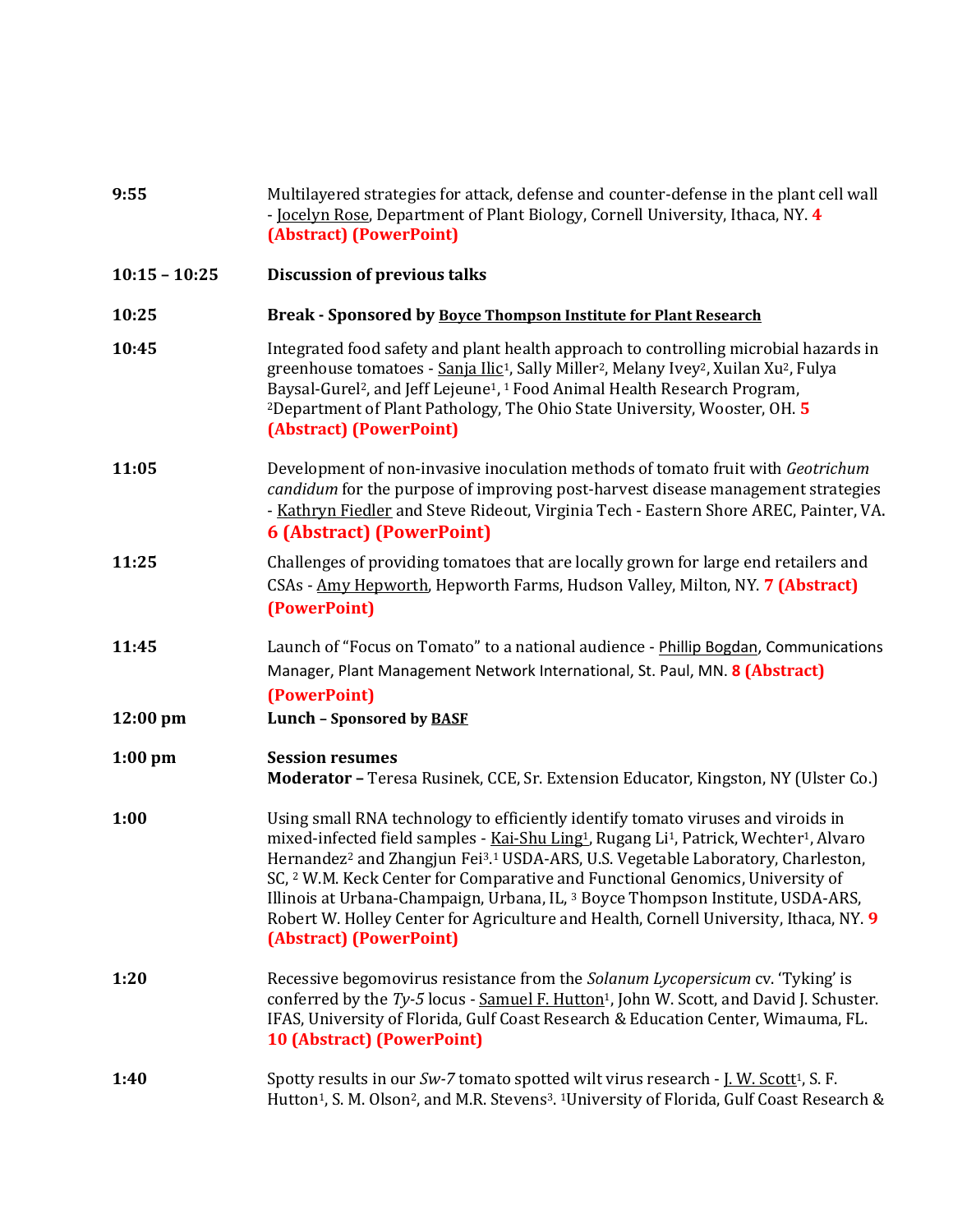| | |
|---|---|
| **9:55** | Multilayered strategies for attack, defense and counter-defense in the plant cell wall - Jocelyn Rose, Department of Plant Biology, Cornell University, Ithaca, NY. **4 (Abstract) (PowerPoint)** |
| **10:15 – 10:25** | **Discussion of previous talks** |
| **10:25** | **Break - Sponsored by Boyce Thompson Institute for Plant Research** |
| **10:45** | Integrated food safety and plant health approach to controlling microbial hazards in greenhouse tomatoes - Sanja Ilic[1], Sally Miller[2], Melany Ivey[2], Xuilan Xu[2], Fulya Baysal-Gurel[2], and Jeff Lejeune[1], [1] Food Animal Health Research Program, [2]Department of Plant Pathology, The Ohio State University, Wooster, OH. **5 (Abstract) (PowerPoint)** |
| **11:05** | Development of non-invasive inoculation methods of tomato fruit with *Geotrichum candidum* for the purpose of improving post-harvest disease management strategies - Kathryn Fiedler and Steve Rideout, Virginia Tech - Eastern Shore AREC, Painter, VA. **6 (Abstract) (PowerPoint)** |
| **11:25** | Challenges of providing tomatoes that are locally grown for large end retailers and CSAs - Amy Hepworth, Hepworth Farms, Hudson Valley, Milton, NY. **7 (Abstract) (PowerPoint)** |
| **11:45** | Launch of "Focus on Tomato" to a national audience - Phillip Bogdan, Communications Manager, Plant Management Network International, St. Paul, MN. **8 (Abstract) (PowerPoint)** |
| **12:00 pm** | **Lunch – Sponsored by BASF** |
| **1:00 pm** | **Session resumes**<br>**Moderator –** Teresa Rusinek, CCE, Sr. Extension Educator, Kingston, NY (Ulster Co.) |
| **1:00** | Using small RNA technology to efficiently identify tomato viruses and viroids in mixed-infected field samples - Kai-Shu Ling[1], Rugang Li[1], Patrick, Wechter[1], Alvaro Hernandez[2] and Zhangjun Fei[3].[1] USDA-ARS, U.S. Vegetable Laboratory, Charleston, SC, [2] W.M. Keck Center for Comparative and Functional Genomics, University of Illinois at Urbana-Champaign, Urbana, IL, [3] Boyce Thompson Institute, USDA-ARS, Robert W. Holley Center for Agriculture and Health, Cornell University, Ithaca, NY. **9 (Abstract) (PowerPoint)** |
| **1:20** | Recessive begomovirus resistance from the *Solanum Lycopersicum* cv. 'Tyking' is conferred by the *Ty-5* locus - Samuel F. Hutton[1], John W. Scott, and David J. Schuster. IFAS, University of Florida, Gulf Coast Research & Education Center, Wimauma, FL. **10 (Abstract) (PowerPoint)** |
| **1:40** | Spotty results in our *Sw-7* tomato spotted wilt virus research - J. W. Scott[1], S. F. Hutton[1], S. M. Olson[2], and M.R. Stevens[3]. [1]University of Florida, Gulf Coast Research & |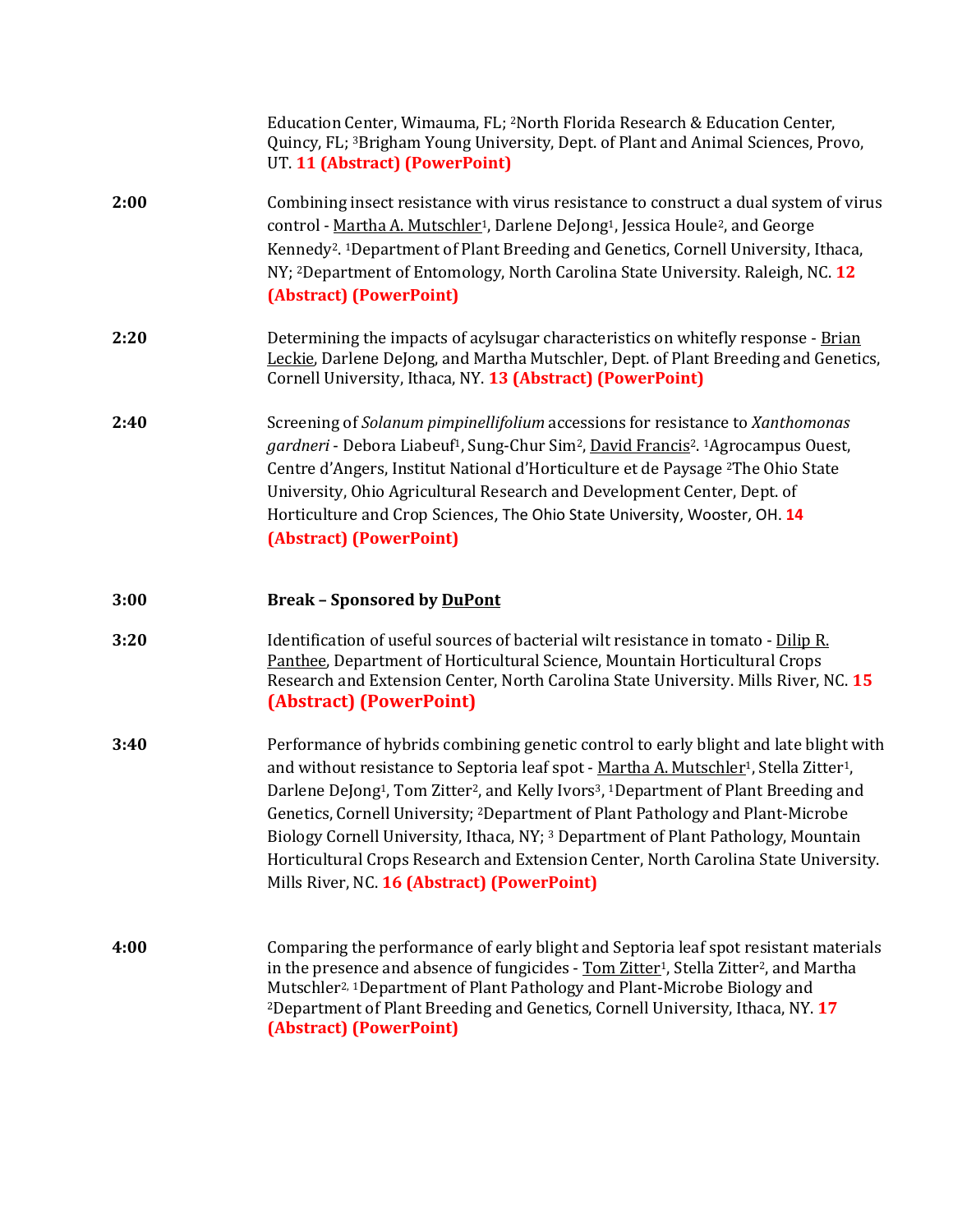Education Center, Wimauma, FL; [2]North Florida Research & Education Center, Quincy, FL; [3]Brigham Young University, Dept. of Plant and Animal Sciences, Provo, UT. **11 (Abstract) (PowerPoint)**

**2:00** Combining insect resistance with virus resistance to construct a dual system of virus control - Martha A. Mutschler[1], Darlene DeJong[1], Jessica Houle[2], and George Kennedy[2]. [1]Department of Plant Breeding and Genetics, Cornell University, Ithaca, NY; [2]Department of Entomology, North Carolina State University. Raleigh, NC. **12 (Abstract) (PowerPoint)**

**2:20** Determining the impacts of acylsugar characteristics on whitefly response - Brian Leckie, Darlene DeJong, and Martha Mutschler, Dept. of Plant Breeding and Genetics, Cornell University, Ithaca, NY. **13 (Abstract) (PowerPoint)**

**2:40** Screening of *Solanum pimpinellifolium* accessions for resistance to *Xanthomonas gardneri* - Debora Liabeuf[1], Sung-Chur Sim[2], David Francis[2]. [1]Agrocampus Ouest, Centre d'Angers, Institut National d'Horticulture et de Paysage [2]The Ohio State University, Ohio Agricultural Research and Development Center, Dept. of Horticulture and Crop Sciences, The Ohio State University, Wooster, OH. **14 (Abstract) (PowerPoint)**

**3:00** **Break – Sponsored by DuPont**

**3:20** Identification of useful sources of bacterial wilt resistance in tomato - Dilip R. Panthee, Department of Horticultural Science, Mountain Horticultural Crops Research and Extension Center, North Carolina State University. Mills River, NC. **15 (Abstract) (PowerPoint)**

**3:40** Performance of hybrids combining genetic control to early blight and late blight with and without resistance to Septoria leaf spot - Martha A. Mutschler[1], Stella Zitter[1], Darlene DeJong[1], Tom Zitter[2], and Kelly Ivors[3], [1]Department of Plant Breeding and Genetics, Cornell University; [2]Department of Plant Pathology and Plant-Microbe Biology Cornell University, Ithaca, NY; [3] Department of Plant Pathology, Mountain Horticultural Crops Research and Extension Center, North Carolina State University. Mills River, NC. **16 (Abstract) (PowerPoint)**

**4:00** Comparing the performance of early blight and Septoria leaf spot resistant materials in the presence and absence of fungicides - Tom Zitter[1], Stella Zitter[2], and Martha Mutschler[2], [1]Department of Plant Pathology and Plant-Microbe Biology and [2]Department of Plant Breeding and Genetics, Cornell University, Ithaca, NY. **17 (Abstract) (PowerPoint)**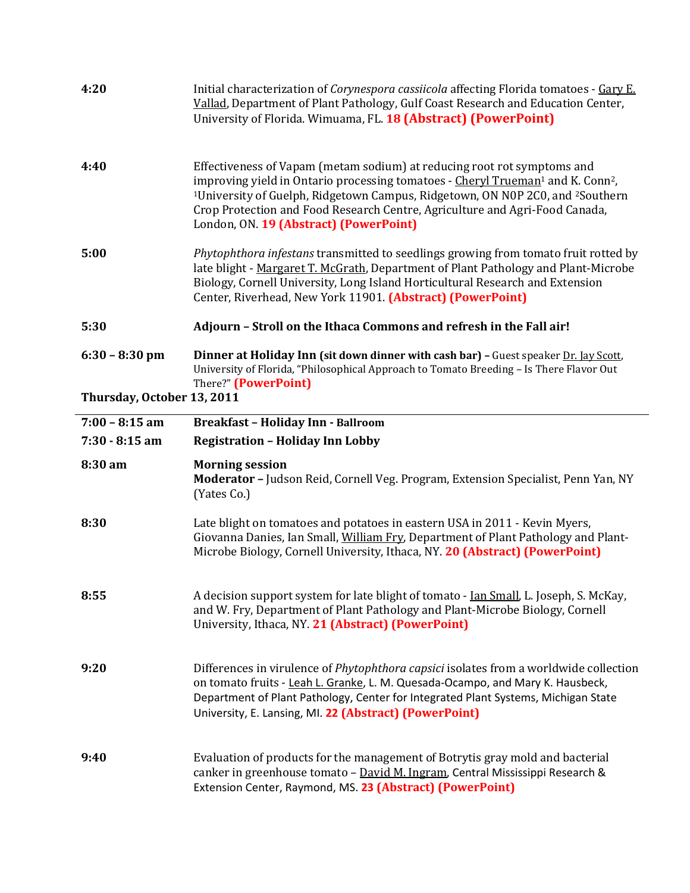| | |
|---|---|
| **4:20** | Initial characterization of *Corynespora cassiicola* affecting Florida tomatoes - Gary E. Vallad, Department of Plant Pathology, Gulf Coast Research and Education Center, University of Florida. Wimuama, FL. **18 (Abstract) (PowerPoint)** |
| **4:40** | Effectiveness of Vapam (metam sodium) at reducing root rot symptoms and improving yield in Ontario processing tomatoes - Cheryl Trueman[1] and K. Conn[2], [1]University of Guelph, Ridgetown Campus, Ridgetown, ON N0P 2C0, and [2]Southern Crop Protection and Food Research Centre, Agriculture and Agri-Food Canada, London, ON. **19 (Abstract) (PowerPoint)** |
| **5:00** | *Phytophthora infestans* transmitted to seedlings growing from tomato fruit rotted by late blight - Margaret T. McGrath, Department of Plant Pathology and Plant-Microbe Biology, Cornell University, Long Island Horticultural Research and Extension Center, Riverhead, New York 11901. **(Abstract) (PowerPoint)** |
| **5:30** | **Adjourn – Stroll on the Ithaca Commons and refresh in the Fall air!** |
| **6:30 – 8:30 pm** | **Dinner at Holiday Inn (sit down dinner with cash bar) –** Guest speaker Dr. Jay Scott, University of Florida, "Philosophical Approach to Tomato Breeding – Is There Flavor Out There?" **(PowerPoint)** |

**Thursday, October 13, 2011**

| | |
|---|---|
| **7:00 – 8:15 am** | **Breakfast – Holiday Inn - Ballroom** |
| **7:30 - 8:15 am** | **Registration – Holiday Inn Lobby** |
| **8:30 am** | **Morning session**<br>**Moderator –** Judson Reid, Cornell Veg. Program, Extension Specialist, Penn Yan, NY (Yates Co.) |
| **8:30** | Late blight on tomatoes and potatoes in eastern USA in 2011 - Kevin Myers, Giovanna Danies, Ian Small, William Fry, Department of Plant Pathology and Plant-Microbe Biology, Cornell University, Ithaca, NY. **20 (Abstract) (PowerPoint)** |
| **8:55** | A decision support system for late blight of tomato - Ian Small, L. Joseph, S. McKay, and W. Fry, Department of Plant Pathology and Plant-Microbe Biology, Cornell University, Ithaca, NY. **21 (Abstract) (PowerPoint)** |
| **9:20** | Differences in virulence of *Phytophthora capsici* isolates from a worldwide collection on tomato fruits - Leah L. Granke, L. M. Quesada-Ocampo, and Mary K. Hausbeck, Department of Plant Pathology, Center for Integrated Plant Systems, Michigan State University, E. Lansing, MI. **22 (Abstract) (PowerPoint)** |
| **9:40** | Evaluation of products for the management of Botrytis gray mold and bacterial canker in greenhouse tomato – David M. Ingram, Central Mississippi Research & Extension Center, Raymond, MS. **23 (Abstract) (PowerPoint)** |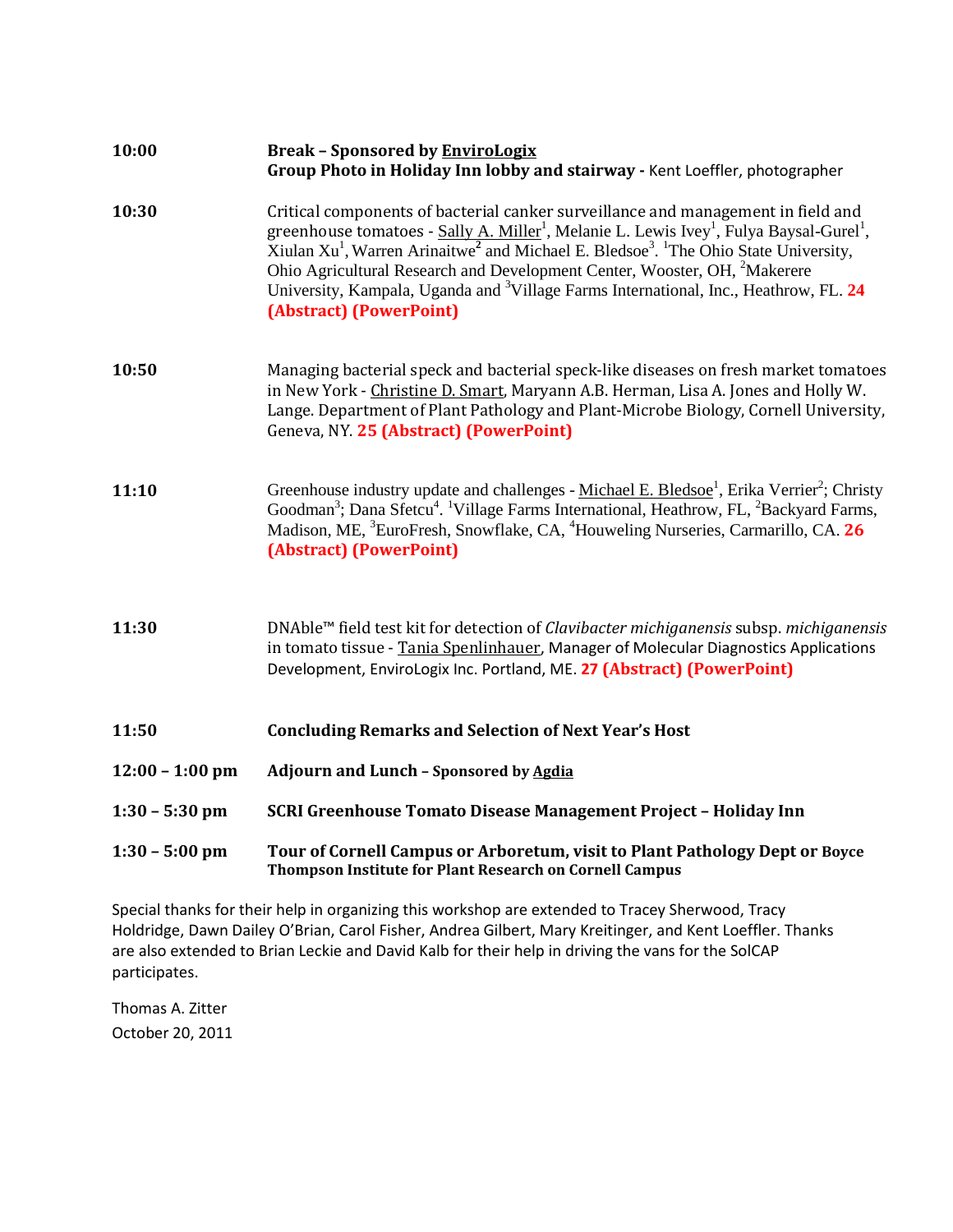| | |
|---|---|
| **10:00** | **Break – Sponsored by EnviroLogix**<br>**Group Photo in Holiday Inn lobby and stairway -** Kent Loeffler, photographer |
| **10:30** | Critical components of bacterial canker surveillance and management in field and greenhouse tomatoes - Sally A. Miller[1], Melanie L. Lewis Ivey[1], Fulya Baysal-Gurel[1], Xiulan Xu[1], Warren Arinaitwe[2] and Michael E. Bledsoe[3]. [1]The Ohio State University, Ohio Agricultural Research and Development Center, Wooster, OH, [2]Makerere University, Kampala, Uganda and [3]Village Farms International, Inc., Heathrow, FL. **24 (Abstract) (PowerPoint)** |
| **10:50** | Managing bacterial speck and bacterial speck-like diseases on fresh market tomatoes in New York - Christine D. Smart, Maryann A.B. Herman, Lisa A. Jones and Holly W. Lange. Department of Plant Pathology and Plant-Microbe Biology, Cornell University, Geneva, NY. **25 (Abstract) (PowerPoint)** |
| **11:10** | Greenhouse industry update and challenges - Michael E. Bledsoe[1], Erika Verrier[2]; Christy Goodman[3]; Dana Sfetcu[4]. [1]Village Farms International, Heathrow, FL, [2]Backyard Farms, Madison, ME, [3]EuroFresh, Snowflake, CA, [4]Houweling Nurseries, Carmarillo, CA. **26 (Abstract) (PowerPoint)** |
| **11:30** | DNAble™ field test kit for detection of *Clavibacter michiganensis* subsp. *michiganensis* in tomato tissue - Tania Spenlinhauer, Manager of Molecular Diagnostics Applications Development, EnviroLogix Inc. Portland, ME. **27 (Abstract) (PowerPoint)** |
| **11:50** | **Concluding Remarks and Selection of Next Year's Host** |
| **12:00 – 1:00 pm** | **Adjourn and Lunch – Sponsored by Agdia** |
| **1:30 – 5:30 pm** | **SCRI Greenhouse Tomato Disease Management Project – Holiday Inn** |
| **1:30 – 5:00 pm** | **Tour of Cornell Campus or Arboretum, visit to Plant Pathology Dept or Boyce Thompson Institute for Plant Research on Cornell Campus** |

Special thanks for their help in organizing this workshop are extended to Tracey Sherwood, Tracy Holdridge, Dawn Dailey O'Brian, Carol Fisher, Andrea Gilbert, Mary Kreitinger, and Kent Loeffler. Thanks are also extended to Brian Leckie and David Kalb for their help in driving the vans for the SolCAP participates.

Thomas A. Zitter
October 20, 2011